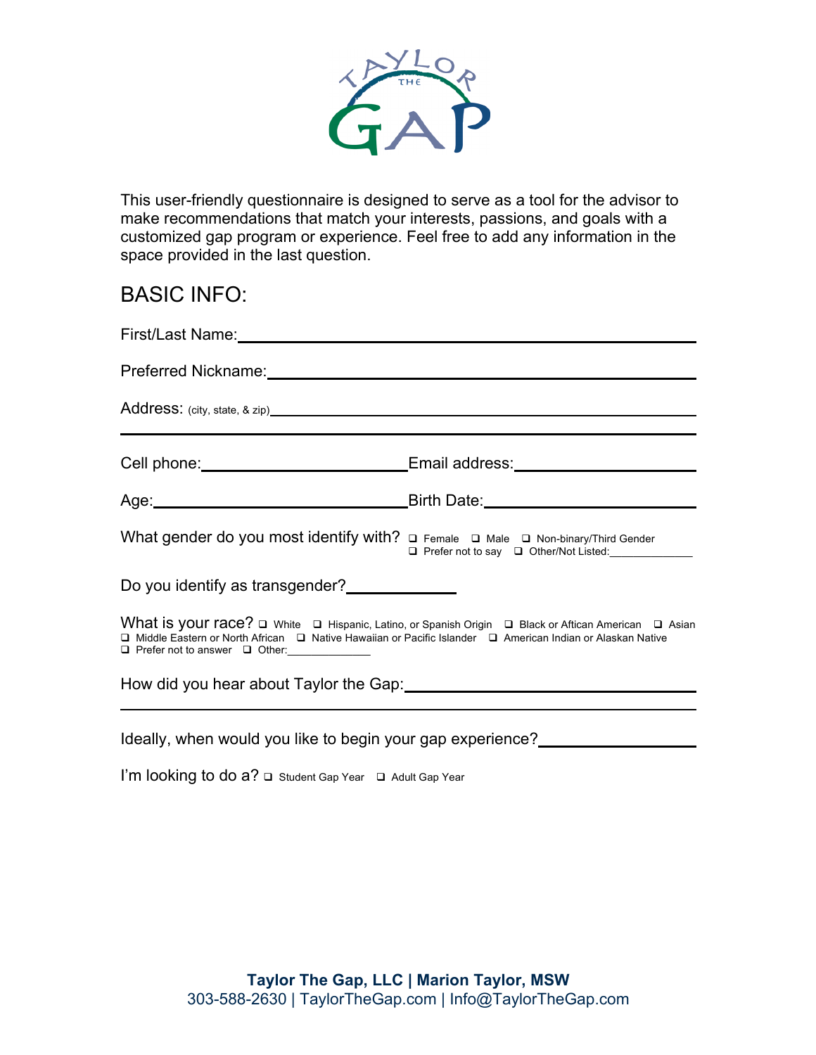This user-friendly questionnaire is designed to serve as a tool for the advisor to make recommendations that match your interests, passions, and goals with a customized gap program or experience. Feel free to add any information in the space provided in the last question.

## BASIC INFO:

First/Last Name: ______________________________

Preferred Nickname: ______________________________

Address: (city, state, & zip) ______________________________

______________________________

Cell phone: ______________ Email address: ______________

Age: ______________ Birth Date: ______________

What gender do you most identify with? ❑ Female ❑ Male ❑ Non-binary/Third Gender ❑ Prefer not to say ❑ Other/Not Listed: __________

Do you identify as transgender? __________

What is your race? ❑ White ❑ Hispanic, Latino, or Spanish Origin ❑ Black or Aftican American ❑ Asian ❑ Middle Eastern or North African ❑ Native Hawaiian or Pacific Islander ❑ American Indian or Alaskan Native ❑ Prefer not to answer ❑ Other: __________

How did you hear about Taylor the Gap: ______________________________

______________________________

Ideally, when would you like to begin your gap experience? ______________

I'm looking to do a? ❑ Student Gap Year ❑ Adult Gap Year

**Taylor The Gap, LLC | Marion Taylor, MSW**
303-588-2630 | TaylorTheGap.com | Info@TaylorTheGap.com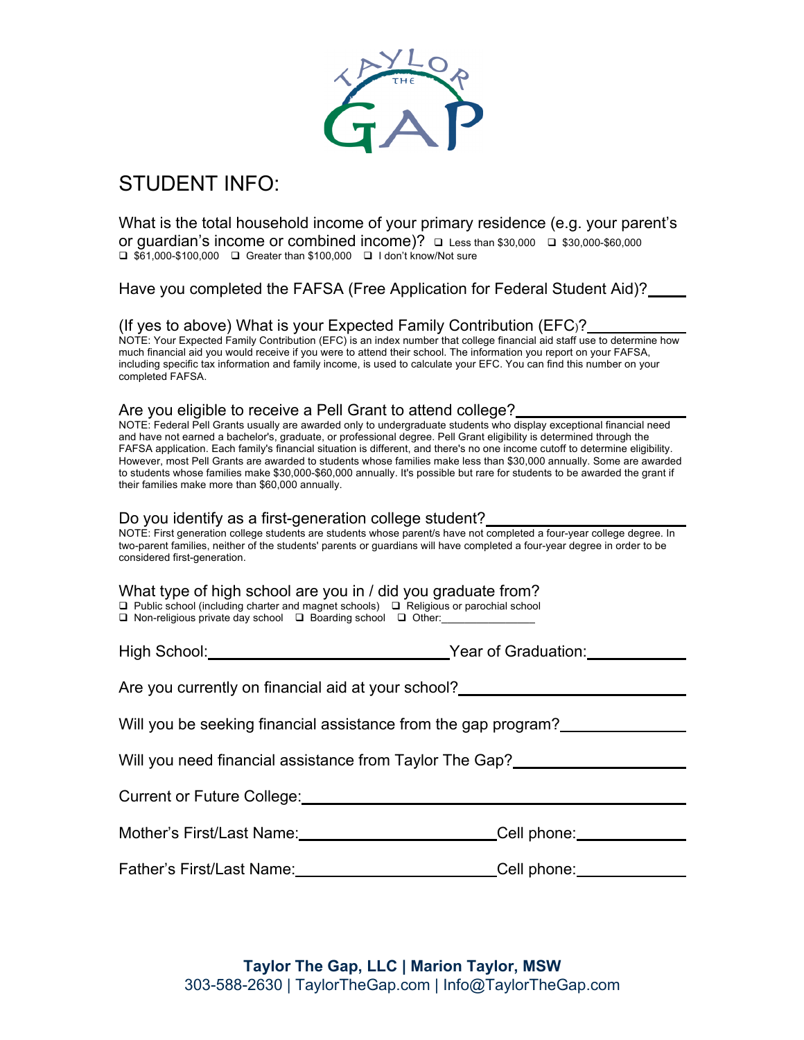# STUDENT INFO:

What is the total household income of your primary residence (e.g. your parent's or guardian's income or combined income)? ❑ Less than $30,000 ❑ $30,000-$60,000 ❑ $61,000-$100,000 ❑ Greater than $100,000 ❑ I don't know/Not sure

Have you completed the FAFSA (Free Application for Federal Student Aid)?\_\_\_\_\_

(If yes to above) What is your Expected Family Contribution (EFC)?\_\_\_\_\_\_\_\_\_\_\_\_
NOTE: Your Expected Family Contribution (EFC) is an index number that college financial aid staff use to determine how much financial aid you would receive if you were to attend their school. The information you report on your FAFSA, including specific tax information and family income, is used to calculate your EFC. You can find this number on your completed FAFSA.

Are you eligible to receive a Pell Grant to attend college?\_\_\_\_\_\_\_\_\_\_\_\_\_\_\_\_\_\_\_\_
NOTE: Federal Pell Grants usually are awarded only to undergraduate students who display exceptional financial need and have not earned a bachelor's, graduate, or professional degree. Pell Grant eligibility is determined through the FAFSA application. Each family's financial situation is different, and there's no one income cutoff to determine eligibility. However, most Pell Grants are awarded to students whose families make less than $30,000 annually. Some are awarded to students whose families make $30,000-$60,000 annually. It's possible but rare for students to be awarded the grant if their families make more than $60,000 annually.

Do you identify as a first-generation college student?\_\_\_\_\_\_\_\_\_\_\_\_\_\_\_\_\_\_\_\_\_\_\_\_
NOTE: First generation college students are students whose parent/s have not completed a four-year college degree. In two-parent families, neither of the students' parents or guardians will have completed a four-year degree in order to be considered first-generation.

What type of high school are you in / did you graduate from?
❑ Public school (including charter and magnet schools) ❑ Religious or parochial school
❑ Non-religious private day school ❑ Boarding school ❑ Other:\_\_\_\_\_\_\_\_\_\_\_\_\_\_\_\_

High School:\_\_\_\_\_\_\_\_\_\_\_\_\_\_\_\_\_\_\_\_\_\_\_\_\_\_\_\_\_\_\_Year of Graduation:\_\_\_\_\_\_\_\_\_\_\_\_

Are you currently on financial aid at your school?\_\_\_\_\_\_\_\_\_\_\_\_\_\_\_\_\_\_\_\_\_\_\_\_\_\_\_\_

Will you be seeking financial assistance from the gap program?\_\_\_\_\_\_\_\_\_\_\_\_\_\_\_\_\_

Will you need financial assistance from Taylor The Gap?\_\_\_\_\_\_\_\_\_\_\_\_\_\_\_\_\_\_\_\_\_\_

Current or Future College:\_\_\_\_\_\_\_\_\_\_\_\_\_\_\_\_\_\_\_\_\_\_\_\_\_\_\_\_\_\_\_\_\_\_\_\_\_\_\_\_\_\_\_\_\_\_\_\_\_

Mother's First/Last Name:\_\_\_\_\_\_\_\_\_\_\_\_\_\_\_\_\_\_\_\_\_\_\_\_\_\_\_Cell phone:\_\_\_\_\_\_\_\_\_\_\_\_\_\_

Father's First/Last Name:\_\_\_\_\_\_\_\_\_\_\_\_\_\_\_\_\_\_\_\_\_\_\_\_\_\_\_Cell phone:\_\_\_\_\_\_\_\_\_\_\_\_\_\_

**Taylor The Gap, LLC | Marion Taylor, MSW**
303-588-2630 | TaylorTheGap.com | Info@TaylorTheGap.com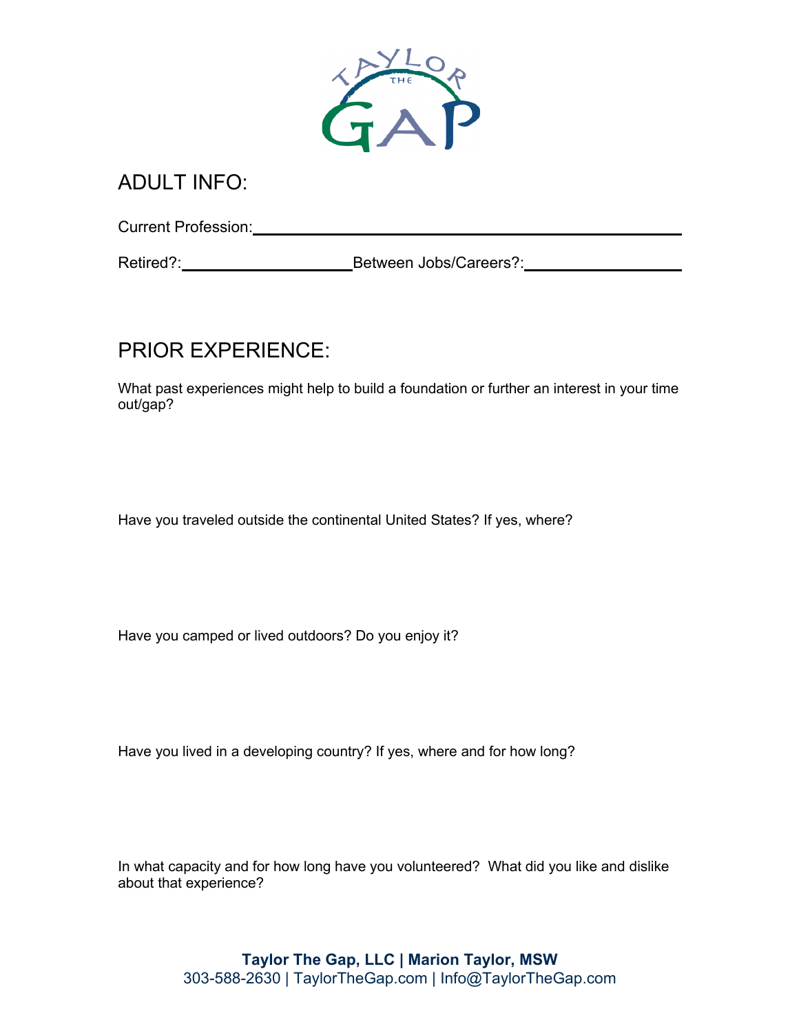## ADULT INFO:

Current Profession: ____________________________________________

Retired?: ____________________ Between Jobs/Careers?: __________________

## PRIOR EXPERIENCE:

What past experiences might help to build a foundation or further an interest in your time out/gap?

Have you traveled outside the continental United States? If yes, where?

Have you camped or lived outdoors? Do you enjoy it?

Have you lived in a developing country? If yes, where and for how long?

In what capacity and for how long have you volunteered? What did you like and dislike about that experience?

**Taylor The Gap, LLC | Marion Taylor, MSW**
303-588-2630 | TaylorTheGap.com | Info@TaylorTheGap.com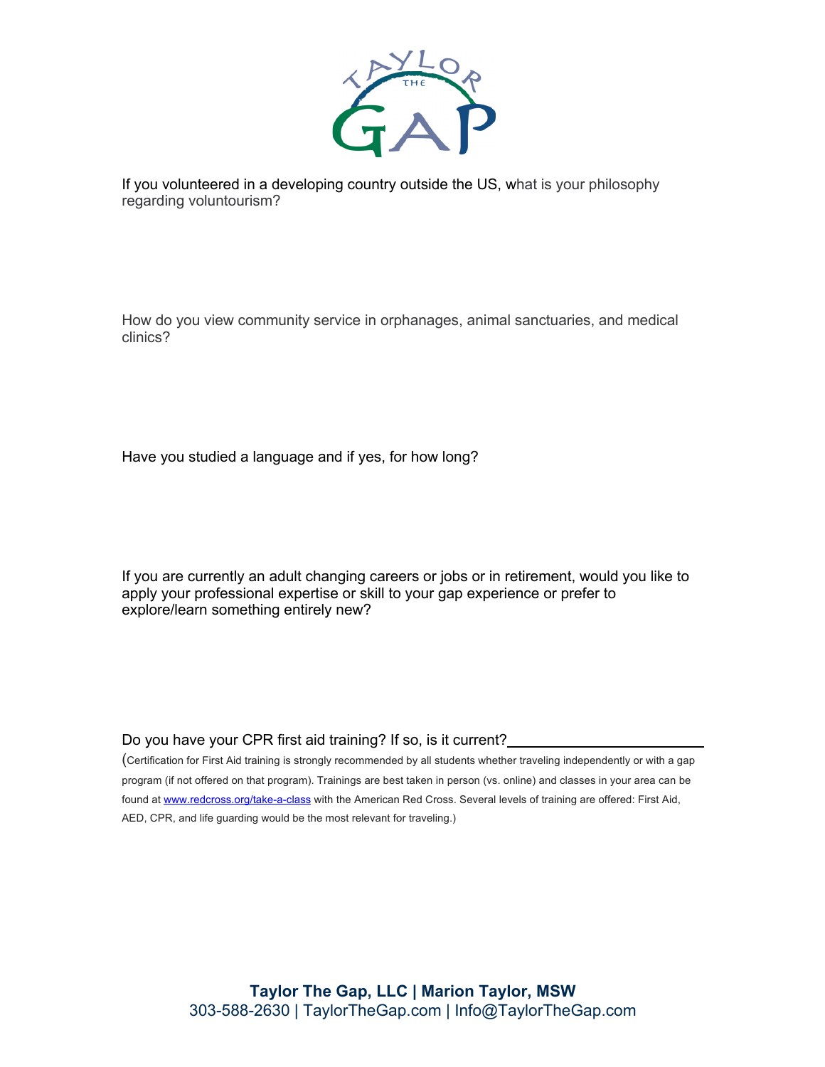If you volunteered in a developing country outside the US, what is your philosophy regarding voluntourism?

How do you view community service in orphanages, animal sanctuaries, and medical clinics?

Have you studied a language and if yes, for how long?

If you are currently an adult changing careers or jobs or in retirement, would you like to apply your professional expertise or skill to your gap experience or prefer to explore/learn something entirely new?

Do you have your CPR first aid training? If so, is it current?________________________

(Certification for First Aid training is strongly recommended by all students whether traveling independently or with a gap program (if not offered on that program). Trainings are best taken in person (vs. online) and classes in your area can be found at www.redcross.org/take-a-class with the American Red Cross. Several levels of training are offered: First Aid, AED, CPR, and life guarding would be the most relevant for traveling.)

**Taylor The Gap, LLC | Marion Taylor, MSW**
303-588-2630 | TaylorTheGap.com | Info@TaylorTheGap.com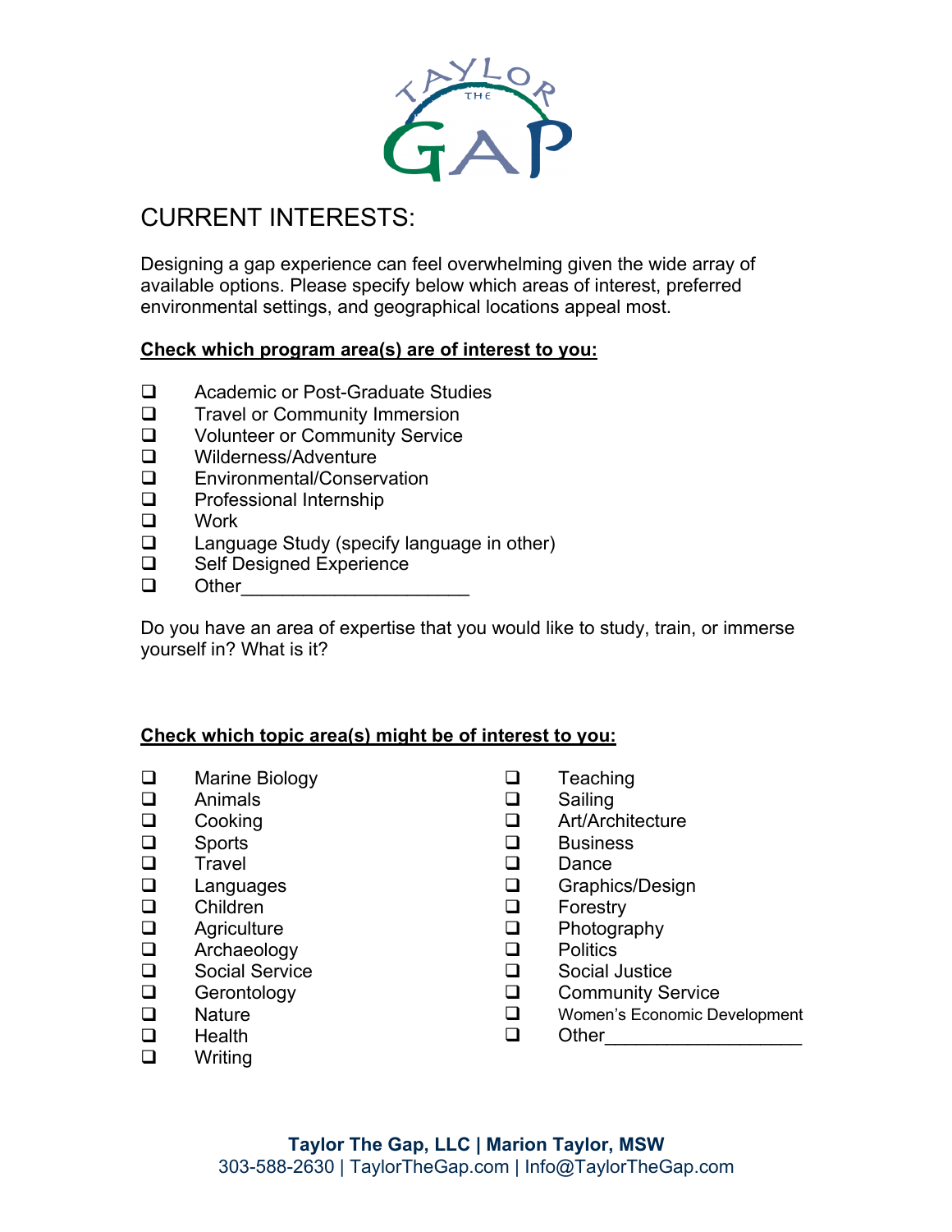# CURRENT INTERESTS:

Designing a gap experience can feel overwhelming given the wide array of available options. Please specify below which areas of interest, preferred environmental settings, and geographical locations appeal most.

**Check which program area(s) are of interest to you:**

- ❑ Academic or Post-Graduate Studies
- ❑ Travel or Community Immersion
- ❑ Volunteer or Community Service
- ❑ Wilderness/Adventure
- ❑ Environmental/Conservation
- ❑ Professional Internship
- ❑ Work
- ❑ Language Study (specify language in other)
- ❑ Self Designed Experience
- ❑ Other______________________

Do you have an area of expertise that you would like to study, train, or immerse yourself in? What is it?

**Check which topic area(s) might be of interest to you:**

- ❑ Marine Biology
- ❑ Animals
- ❑ Cooking
- ❑ Sports
- ❑ Travel
- ❑ Languages
- ❑ Children
- ❑ Agriculture
- ❑ Archaeology
- ❑ Social Service
- ❑ Gerontology
- ❑ Nature
- ❑ Health
- ❑ Writing
- ❑ Teaching
- ❑ Sailing
- ❑ Art/Architecture
- ❑ Business
- ❑ Dance
- ❑ Graphics/Design
- ❑ Forestry
- ❑ Photography
- ❑ Politics
- ❑ Social Justice
- ❑ Community Service
- ❑ Women's Economic Development
- ❑ Other___________________

**Taylor The Gap, LLC | Marion Taylor, MSW**
303-588-2630 | TaylorTheGap.com | Info@TaylorTheGap.com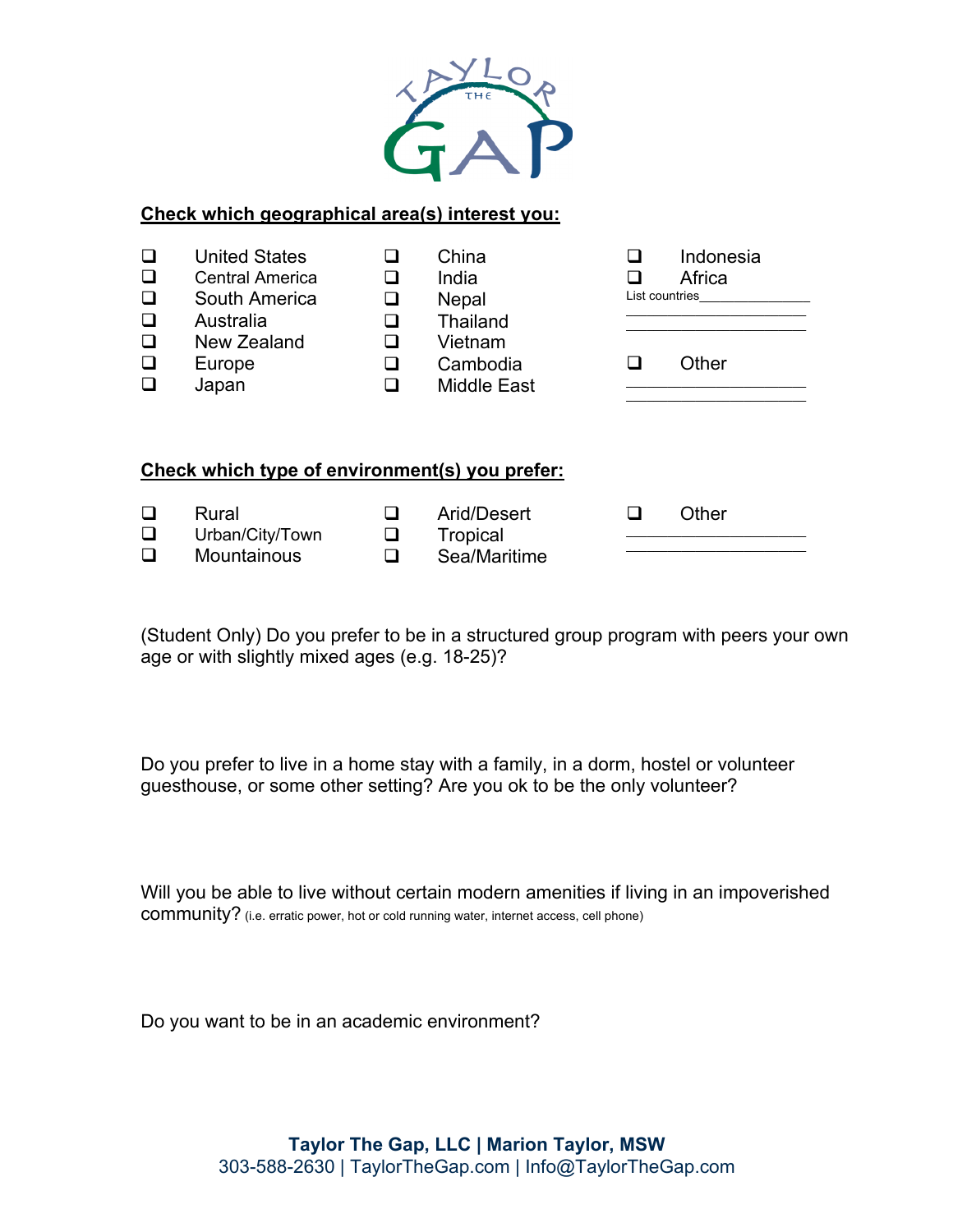TAYLOR THE GAP

**Check which geographical area(s) interest you:**

- ❑ United States
- ❑ Central America
- ❑ South America
- ❑ Australia
- ❑ New Zealand
- ❑ Europe
- ❑ Japan
- ❑ China
- ❑ India
- ❑ Nepal
- ❑ Thailand
- ❑ Vietnam
- ❑ Cambodia
- ❑ Middle East
- ❑ Indonesia
- ❑ Africa

List countries_______________

______________________

______________________

- ❑ Other

______________________

______________________

**Check which type of environment(s) you prefer:**

- ❑ Rural
- ❑ Urban/City/Town
- ❑ Mountainous
- ❑ Arid/Desert
- ❑ Tropical
- ❑ Sea/Maritime
- ❑ Other

______________________

______________________

(Student Only) Do you prefer to be in a structured group program with peers your own age or with slightly mixed ages (e.g. 18-25)?

Do you prefer to live in a home stay with a family, in a dorm, hostel or volunteer guesthouse, or some other setting? Are you ok to be the only volunteer?

Will you be able to live without certain modern amenities if living in an impoverished community? (i.e. erratic power, hot or cold running water, internet access, cell phone)

Do you want to be in an academic environment?

**Taylor The Gap, LLC | Marion Taylor, MSW**
303-588-2630 | TaylorTheGap.com | Info@TaylorTheGap.com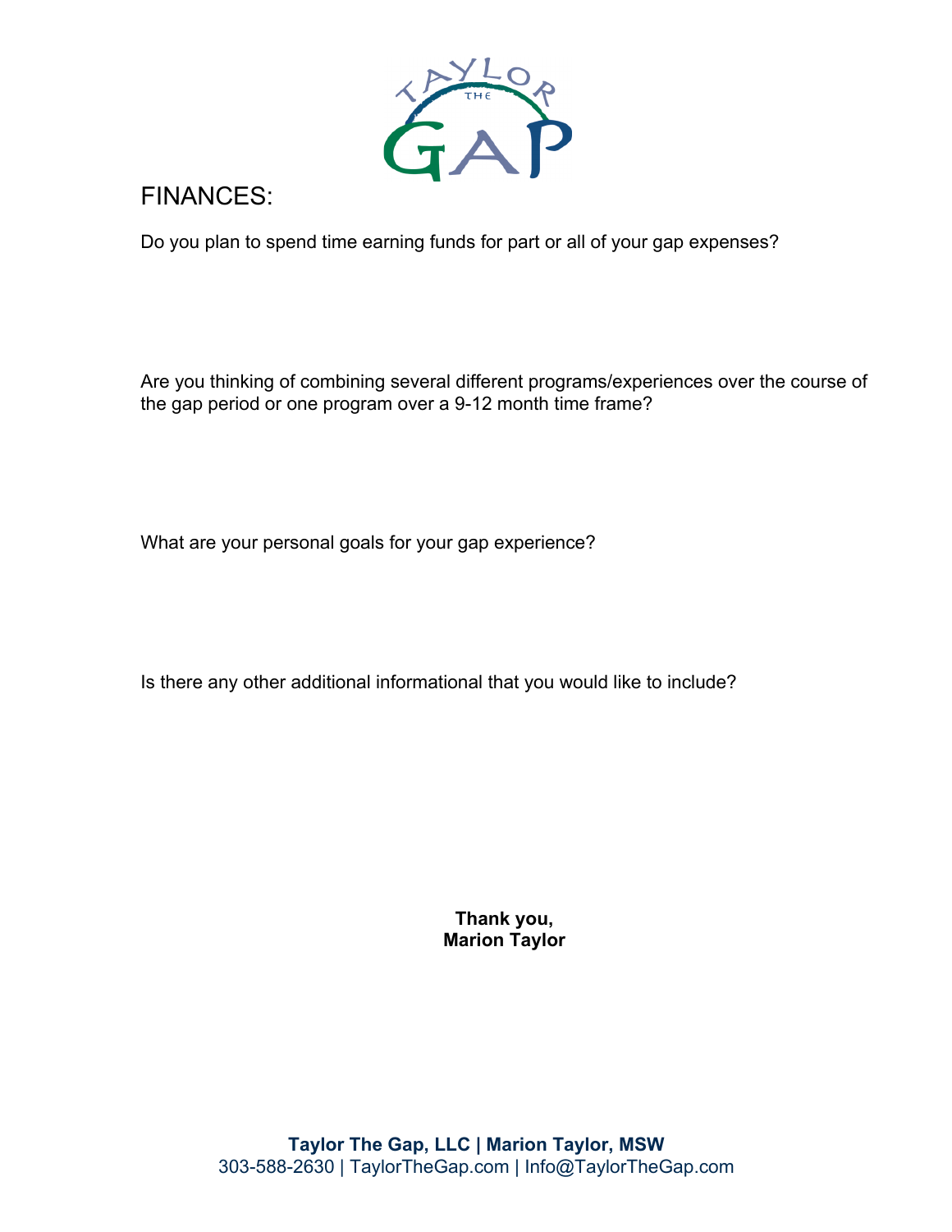## FINANCES:

Do you plan to spend time earning funds for part or all of your gap expenses?

Are you thinking of combining several different programs/experiences over the course of the gap period or one program over a 9-12 month time frame?

What are your personal goals for your gap experience?

Is there any other additional informational that you would like to include?

**Thank you,**
**Marion Taylor**

**Taylor The Gap, LLC | Marion Taylor, MSW**
303-588-2630 | TaylorTheGap.com | Info@TaylorTheGap.com